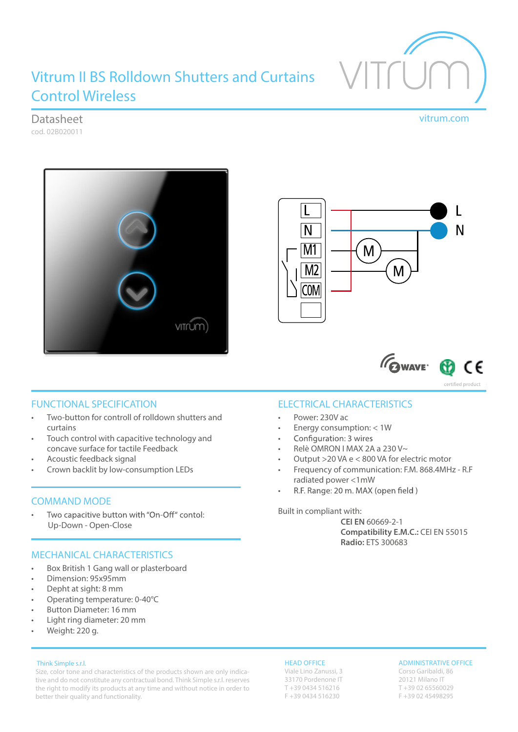# Vitrum II BS Rolldown Shutters and Curtains Control Wireless

## Datasheet

cod. 02B020011

vitrum.com

certified product

## FUNCTIONAL SPECIFICATION

- Two-button for controll of rolldown shutters and curtains
- Touch control with capacitive technology and concave surface for tactile Feedback
- Acoustic feedback signal
- Crown backlit by low-consumption LEDs

## COMMAND MODE

- Two capacitive button with "On-Off" contol: Up-Down - Open-Close

## MECHANICAL CHARACTERISTICS

- Box British 1 Gang wall or plasterboard
- Dimension: 95x95mm
- Dephtat sight: 8 mm
- Operating temperature: 0-40°C
- Button Diameter: 16 mm
- Light ring diameter: 20 mm
- Weight: 220 g.

## ELECTRICAL CHARACTERISTICS

- Power: 230V ac
- Energy consumption: < 1W
- Configuration: 3 wires
- Relè OMRON I MAX 2A a 230 V~
- Output >20 VA e < 800 VA for electric motor
- Frequency of communication: F.M. 868.4MHz - R.F radiated power <1mW
- R.F. Range: 20 m. MAX (open field )

Built in compliant with:

**CEI EN** 60669-2-1
**Compatibility E.M.C.:** CEI EN 55015
**Radio:** ETS 300683

Think Simple s.r.l.
Size, color tone and characteristics of the products shown are only indicative and do not constitute any contractual bond. Think Simple s.r.l. reserves the right to modify its products at any time and without notice in order to better their quality and functionality.

HEAD OFFICE
Viale Lino Zanussi, 3
33170 Pordenone IT
T +39 0434 516216
F +39 0434 516230

ADMINISTRATIVE OFFICE
Corso Garibaldi, 86
20121 Milano IT
T +39 02 65560029
F +39 02 45498295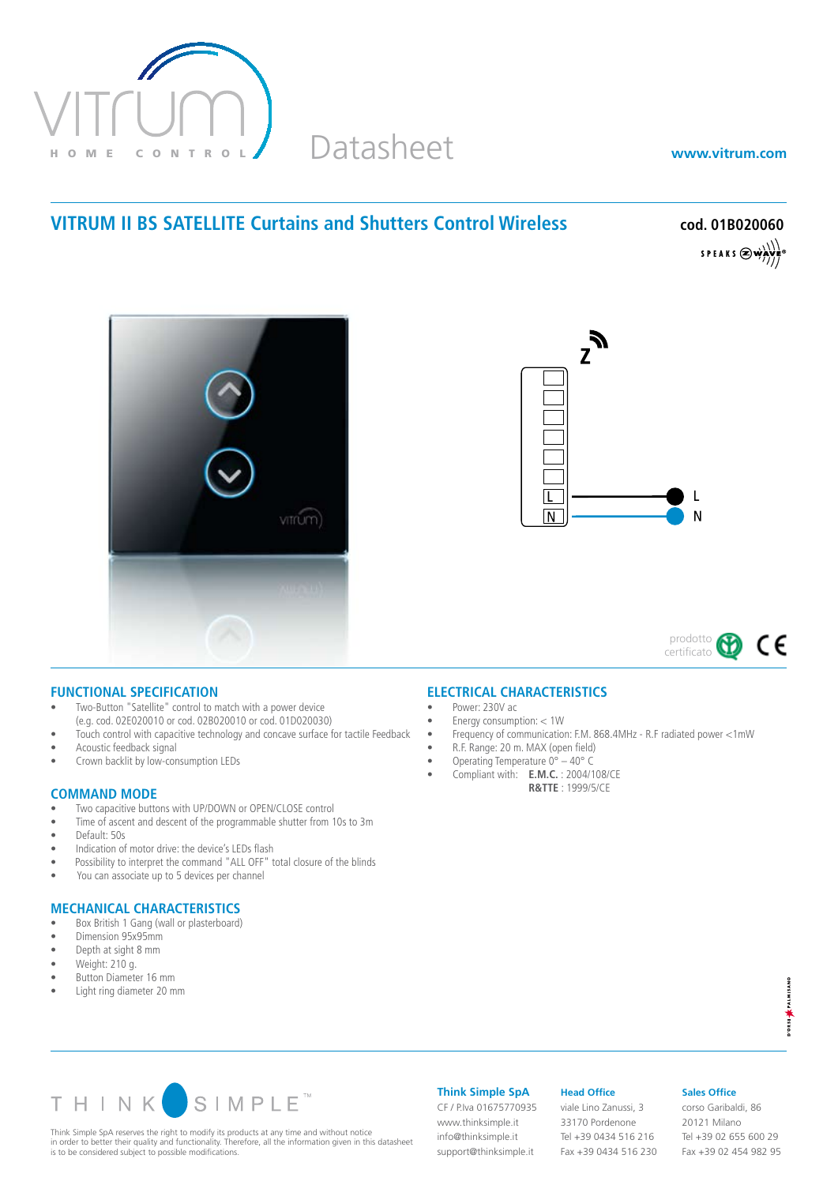VITRUM HOME CONTROL

Datasheet

www.vitrum.com

## VITRUM II BS SATELLITE Curtains and Shutters Control Wireless

**cod. 01B020060**

SPEAKS Z-WAVE

L

N

prodotto certificato

## FUNCTIONAL SPECIFICATION

- Two-Button "Satellite" control to match with a power device (e.g. cod. 02E020010 or cod. 02B020010 or cod. 01D020030)
- Touch control with capacitive technology and concave surface for tactile Feedback
- Acoustic feedback signal
- Crown backlit by low-consumption LEDs

## COMMAND MODE

- Two capacitive buttons with UP/DOWN or OPEN/CLOSE control
- Time of ascent and descent of the programmable shutter from 10s to 3m
- Default: 50s
- Indication of motor drive: the device's LEDs flash
- Possibility to interpret the command "ALL OFF" total closure of the blinds
- You can associate up to 5 devices per channel

## MECHANICAL CHARACTERISTICS

- Box British 1 Gang (wall or plasterboard)
- Dimension 95x95mm
- Depth at sight 8 mm
- Weight: 210 g.
- Button Diameter 16 mm
- Light ring diameter 20 mm

## ELECTRICAL CHARACTERISTICS

- Power: 230V ac
- Energy consumption: < 1W
- Frequency of communication: F.M. 868.4MHz - R.F radiated power <1mW
- R.F. Range: 20 m. MAX (open field)
- Operating Temperature 0° – 40° C
- Compliant with: **E.M.C.** : 2004/108/CE
  **R&TTE** : 1999/5/CE

THINK SIMPLE™

Think Simple SpA reserves the right to modify its products at any time and without notice in order to better their quality and functionality. Therefore, all the information given in this datasheet is to be considered subject to possible modifications.

**Think Simple SpA**
CF / P.Iva 01675770935
www.thinksimple.it
info@thinksimple.it
support@thinksimple.it

**Head Office**
viale Lino Zanussi, 3
33170 Pordenone
Tel +39 0434 516 216
Fax +39 0434 516 230

**Sales Office**
corso Garibaldi, 86
20121 Milano
Tel +39 02 655 600 29
Fax +39 02 454 982 95